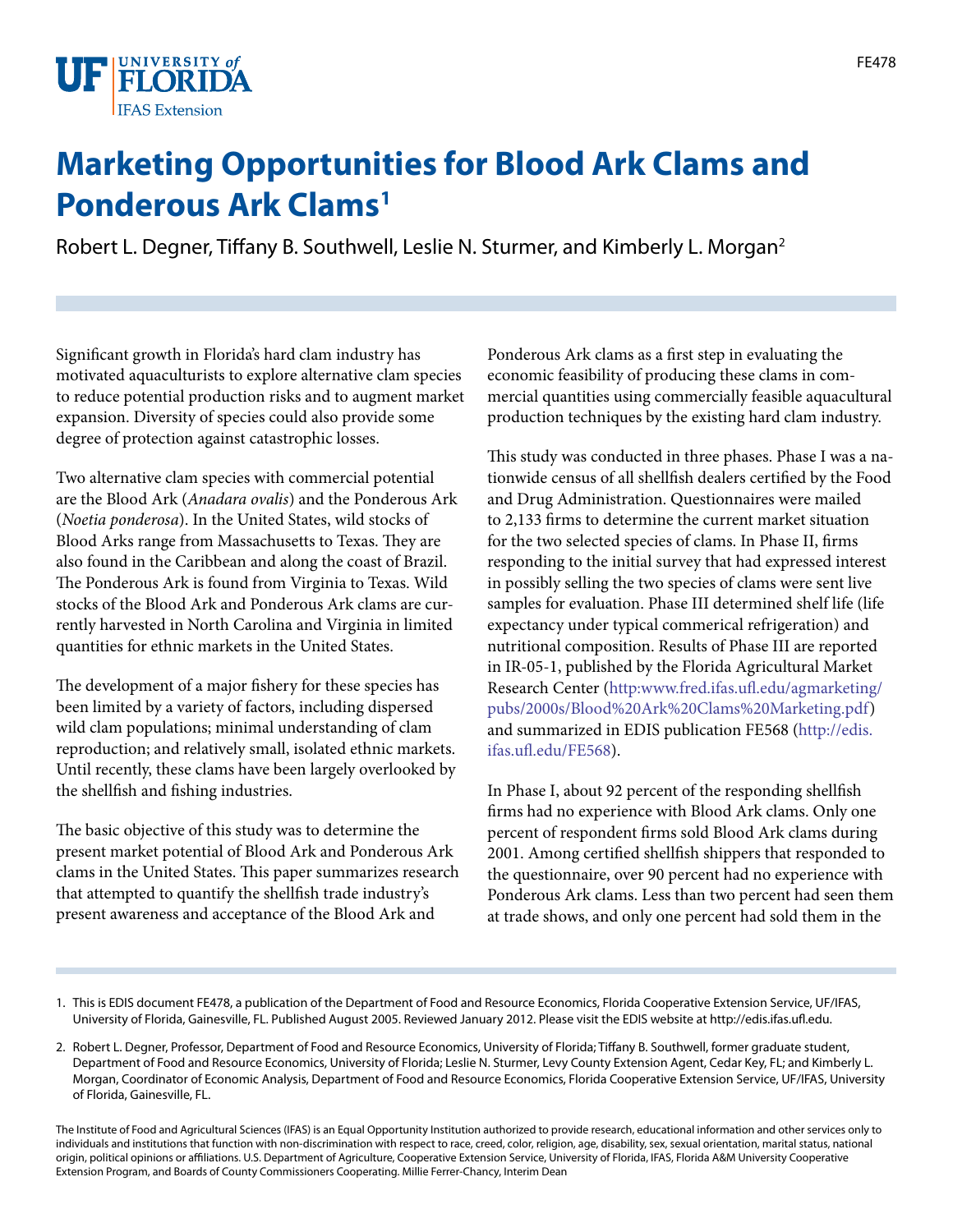# Marketing Opportunities for Blood Ark Clams and Ponderous Ark Clams[1]

Robert L. Degner, Tiffany B. Southwell, Leslie N. Sturmer, and Kimberly L. Morgan[2]

Significant growth in Florida's hard clam industry has motivated aquaculturists to explore alternative clam species to reduce potential production risks and to augment market expansion. Diversity of species could also provide some degree of protection against catastrophic losses.

Two alternative clam species with commercial potential are the Blood Ark (*Anadara ovalis*) and the Ponderous Ark (*Noetia ponderosa*). In the United States, wild stocks of Blood Arks range from Massachusetts to Texas. They are also found in the Caribbean and along the coast of Brazil. The Ponderous Ark is found from Virginia to Texas. Wild stocks of the Blood Ark and Ponderous Ark clams are currently harvested in North Carolina and Virginia in limited quantities for ethnic markets in the United States.

The development of a major fishery for these species has been limited by a variety of factors, including dispersed wild clam populations; minimal understanding of clam reproduction; and relatively small, isolated ethnic markets. Until recently, these clams have been largely overlooked by the shellfish and fishing industries.

The basic objective of this study was to determine the present market potential of Blood Ark and Ponderous Ark clams in the United States. This paper summarizes research that attempted to quantify the shellfish trade industry's present awareness and acceptance of the Blood Ark and Ponderous Ark clams as a first step in evaluating the economic feasibility of producing these clams in commercial quantities using commercially feasible aquacultural production techniques by the existing hard clam industry.

This study was conducted in three phases. Phase I was a nationwide census of all shellfish dealers certified by the Food and Drug Administration. Questionnaires were mailed to 2,133 firms to determine the current market situation for the two selected species of clams. In Phase II, firms responding to the initial survey that had expressed interest in possibly selling the two species of clams were sent live samples for evaluation. Phase III determined shelf life (life expectancy under typical commerical refrigeration) and nutritional composition. Results of Phase III are reported in IR-05-1, published by the Florida Agricultural Market Research Center (http:www.fred.ifas.ufl.edu/agmarketing/pubs/2000s/Blood%20Ark%20Clams%20Marketing.pdf) and summarized in EDIS publication FE568 (http://edis.ifas.ufl.edu/FE568).

In Phase I, about 92 percent of the responding shellfish firms had no experience with Blood Ark clams. Only one percent of respondent firms sold Blood Ark clams during 2001. Among certified shellfish shippers that responded to the questionnaire, over 90 percent had no experience with Ponderous Ark clams. Less than two percent had seen them at trade shows, and only one percent had sold them in the

1. This is EDIS document FE478, a publication of the Department of Food and Resource Economics, Florida Cooperative Extension Service, UF/IFAS, University of Florida, Gainesville, FL. Published August 2005. Reviewed January 2012. Please visit the EDIS website at http://edis.ifas.ufl.edu.

2. Robert L. Degner, Professor, Department of Food and Resource Economics, University of Florida; Tiffany B. Southwell, former graduate student, Department of Food and Resource Economics, University of Florida; Leslie N. Sturmer, Levy County Extension Agent, Cedar Key, FL; and Kimberly L. Morgan, Coordinator of Economic Analysis, Department of Food and Resource Economics, Florida Cooperative Extension Service, UF/IFAS, University of Florida, Gainesville, FL.

The Institute of Food and Agricultural Sciences (IFAS) is an Equal Opportunity Institution authorized to provide research, educational information and other services only to individuals and institutions that function with non-discrimination with respect to race, creed, color, religion, age, disability, sex, sexual orientation, marital status, national origin, political opinions or affiliations. U.S. Department of Agriculture, Cooperative Extension Service, University of Florida, IFAS, Florida A&M University Cooperative Extension Program, and Boards of County Commissioners Cooperating. Millie Ferrer-Chancy, Interim Dean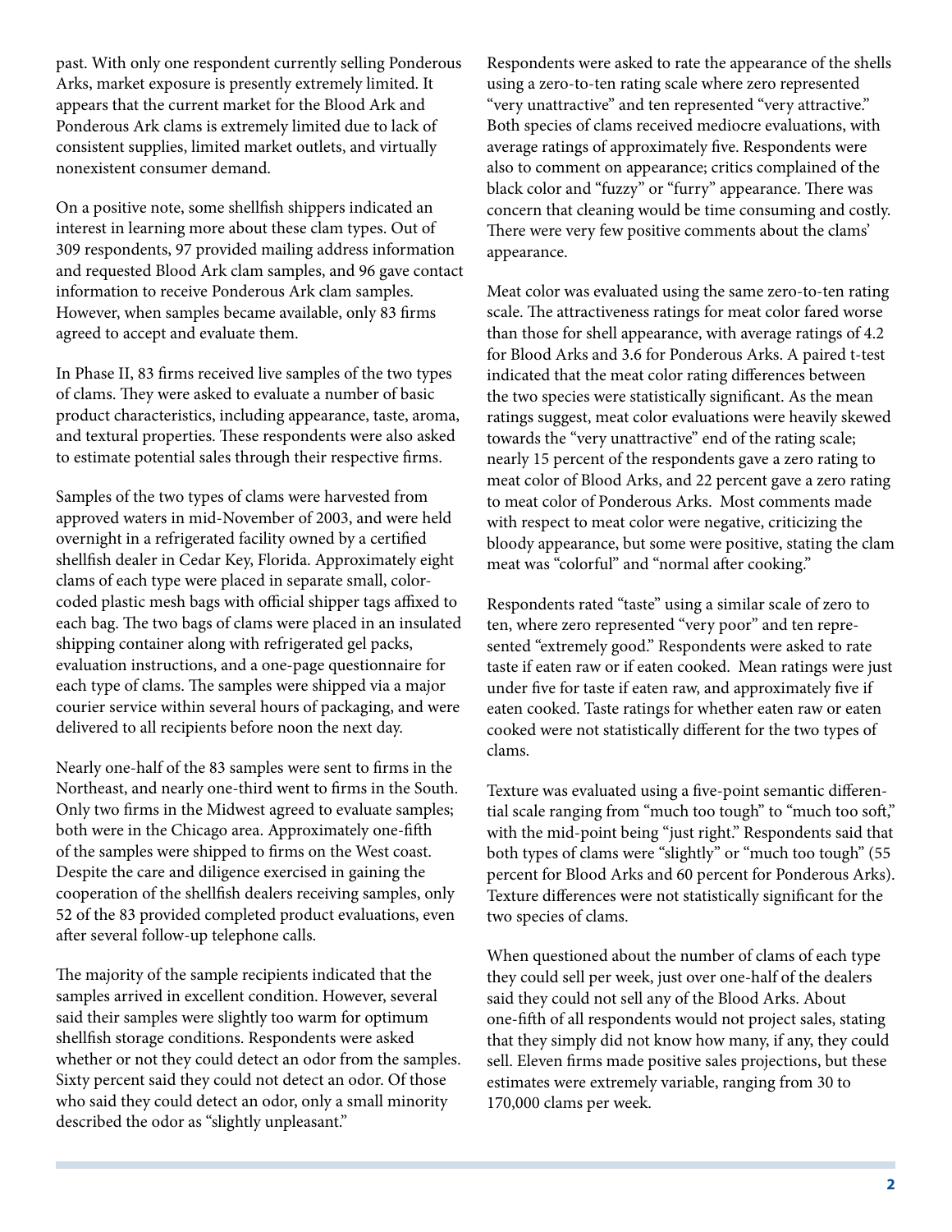past. With only one respondent currently selling Ponderous Arks, market exposure is presently extremely limited. It appears that the current market for the Blood Ark and Ponderous Ark clams is extremely limited due to lack of consistent supplies, limited market outlets, and virtually nonexistent consumer demand.

On a positive note, some shellfish shippers indicated an interest in learning more about these clam types. Out of 309 respondents, 97 provided mailing address information and requested Blood Ark clam samples, and 96 gave contact information to receive Ponderous Ark clam samples. However, when samples became available, only 83 firms agreed to accept and evaluate them.

In Phase II, 83 firms received live samples of the two types of clams. They were asked to evaluate a number of basic product characteristics, including appearance, taste, aroma, and textural properties. These respondents were also asked to estimate potential sales through their respective firms.

Samples of the two types of clams were harvested from approved waters in mid-November of 2003, and were held overnight in a refrigerated facility owned by a certified shellfish dealer in Cedar Key, Florida. Approximately eight clams of each type were placed in separate small, color-coded plastic mesh bags with official shipper tags affixed to each bag. The two bags of clams were placed in an insulated shipping container along with refrigerated gel packs, evaluation instructions, and a one-page questionnaire for each type of clams. The samples were shipped via a major courier service within several hours of packaging, and were delivered to all recipients before noon the next day.

Nearly one-half of the 83 samples were sent to firms in the Northeast, and nearly one-third went to firms in the South. Only two firms in the Midwest agreed to evaluate samples; both were in the Chicago area. Approximately one-fifth of the samples were shipped to firms on the West coast. Despite the care and diligence exercised in gaining the cooperation of the shellfish dealers receiving samples, only 52 of the 83 provided completed product evaluations, even after several follow-up telephone calls.

The majority of the sample recipients indicated that the samples arrived in excellent condition. However, several said their samples were slightly too warm for optimum shellfish storage conditions. Respondents were asked whether or not they could detect an odor from the samples. Sixty percent said they could not detect an odor. Of those who said they could detect an odor, only a small minority described the odor as "slightly unpleasant."

Respondents were asked to rate the appearance of the shells using a zero-to-ten rating scale where zero represented "very unattractive" and ten represented "very attractive." Both species of clams received mediocre evaluations, with average ratings of approximately five. Respondents were also asked to comment on appearance; critics complained of the black color and "fuzzy" or "furry" appearance. There was concern that cleaning would be time consuming and costly. There were very few positive comments about the clams' appearance.

Meat color was evaluated using the same zero-to-ten rating scale. The attractiveness ratings for meat color fared worse than those for shell appearance, with average ratings of 4.2 for Blood Arks and 3.6 for Ponderous Arks. A paired t-test indicated that the meat color rating differences between the two species were statistically significant. As the mean ratings suggest, meat color evaluations were heavily skewed towards the "very unattractive" end of the rating scale; nearly 15 percent of the respondents gave a zero rating to meat color of Blood Arks, and 22 percent gave a zero rating to meat color of Ponderous Arks. Most comments made with respect to meat color were negative, criticizing the bloody appearance, but some were positive, stating the clam meat was "colorful" and "normal after cooking."

Respondents rated "taste" using a similar scale of zero to ten, where zero represented "very poor" and ten represented "extremely good." Respondents were asked to rate taste if eaten raw or if eaten cooked. Mean ratings were just under five for taste if eaten raw, and approximately five if eaten cooked. Taste ratings for whether eaten raw or eaten cooked were not statistically different for the two types of clams.

Texture was evaluated using a five-point semantic differential scale ranging from "much too tough" to "much too soft," with the mid-point being "just right." Respondents said that both types of clams were "slightly" or "much too tough" (55 percent for Blood Arks and 60 percent for Ponderous Arks). Texture differences were not statistically significant for the two species of clams.

When questioned about the number of clams of each type they could sell per week, just over one-half of the dealers said they could not sell any of the Blood Arks. About one-fifth of all respondents would not project sales, stating that they simply did not know how many, if any, they could sell. Eleven firms made positive sales projections, but these estimates were extremely variable, ranging from 30 to 170,000 clams per week.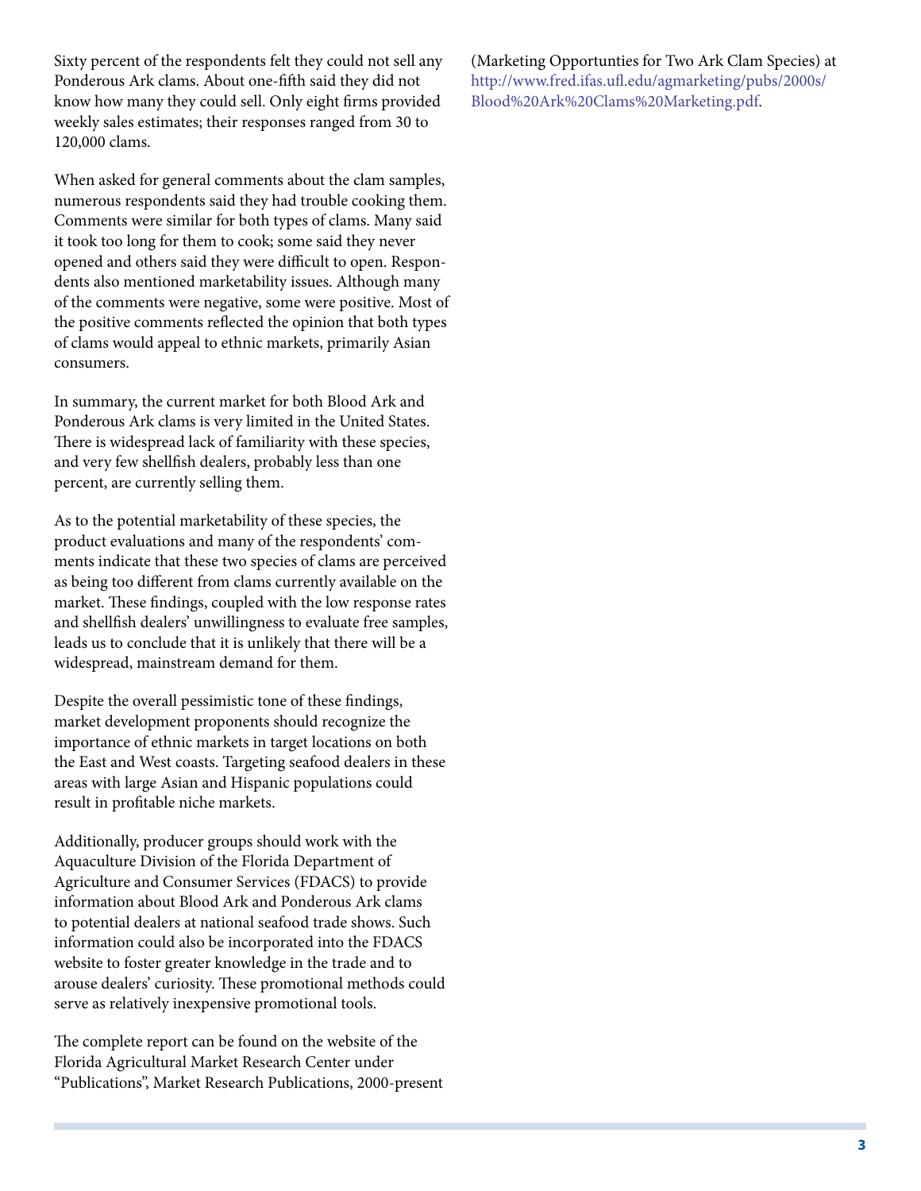Sixty percent of the respondents felt they could not sell any Ponderous Ark clams. About one-fifth said they did not know how many they could sell. Only eight firms provided weekly sales estimates; their responses ranged from 30 to 120,000 clams.

When asked for general comments about the clam samples, numerous respondents said they had trouble cooking them. Comments were similar for both types of clams. Many said it took too long for them to cook; some said they never opened and others said they were difficult to open. Respondents also mentioned marketability issues. Although many of the comments were negative, some were positive. Most of the positive comments reflected the opinion that both types of clams would appeal to ethnic markets, primarily Asian consumers.

In summary, the current market for both Blood Ark and Ponderous Ark clams is very limited in the United States. There is widespread lack of familiarity with these species, and very few shellfish dealers, probably less than one percent, are currently selling them.

As to the potential marketability of these species, the product evaluations and many of the respondents' comments indicate that these two species of clams are perceived as being too different from clams currently available on the market. These findings, coupled with the low response rates and shellfish dealers' unwillingness to evaluate free samples, leads us to conclude that it is unlikely that there will be a widespread, mainstream demand for them.

Despite the overall pessimistic tone of these findings, market development proponents should recognize the importance of ethnic markets in target locations on both the East and West coasts. Targeting seafood dealers in these areas with large Asian and Hispanic populations could result in profitable niche markets.

Additionally, producer groups should work with the Aquaculture Division of the Florida Department of Agriculture and Consumer Services (FDACS) to provide information about Blood Ark and Ponderous Ark clams to potential dealers at national seafood trade shows. Such information could also be incorporated into the FDACS website to foster greater knowledge in the trade and to arouse dealers' curiosity. These promotional methods could serve as relatively inexpensive promotional tools.

The complete report can be found on the website of the Florida Agricultural Market Research Center under "Publications", Market Research Publications, 2000-present (Marketing Opportunties for Two Ark Clam Species) at http://www.fred.ifas.ufl.edu/agmarketing/pubs/2000s/Blood%20Ark%20Clams%20Marketing.pdf.